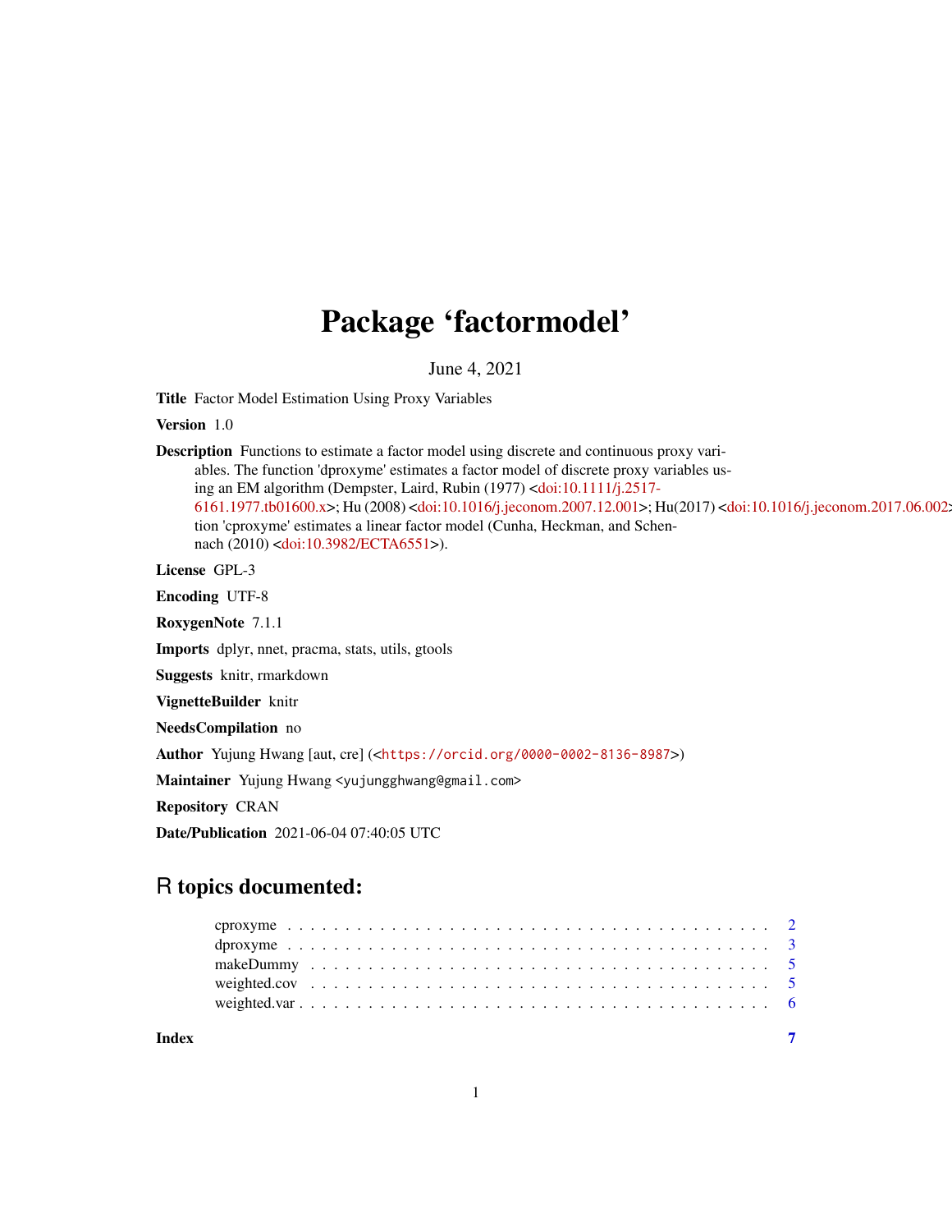# Package 'factormodel'

June 4, 2021

**Title** Factor Model Estimation Using Proxy Variables

**Version** 1.0

**Description** Functions to estimate a factor model using discrete and continuous proxy variables. The function 'dproxyme' estimates a factor model of discrete proxy variables using an EM algorithm (Dempster, Laird, Rubin (1977) <doi:10.1111/j.2517-6161.1977.tb01600.x>; Hu (2008) <doi:10.1016/j.jeconom.2007.12.001>; Hu(2017) <doi:10.1016/j.jeconom.2017.06.002>). The function 'cproxyme' estimates a linear factor model (Cunha, Heckman, and Schennach (2010) <doi:10.3982/ECTA6551>).

**License** GPL-3

**Encoding** UTF-8

**RoxygenNote** 7.1.1

**Imports** dplyr, nnet, pracma, stats, utils, gtools

**Suggests** knitr, rmarkdown

**VignetteBuilder** knitr

**NeedsCompilation** no

**Author** Yujung Hwang [aut, cre] (<https://orcid.org/0000-0002-8136-8987>)

**Maintainer** Yujung Hwang <yujungghwang@gmail.com>

**Repository** CRAN

**Date/Publication** 2021-06-04 07:40:05 UTC

## R topics documented:

- cproxyme . . . . . . . . . . 2
- dproxyme . . . . . . . . . . 3
- makeDummy . . . . . . . . . . 5
- weighted.cov . . . . . . . . . . 5
- weighted.var . . . . . . . . . . 6

**Index** 7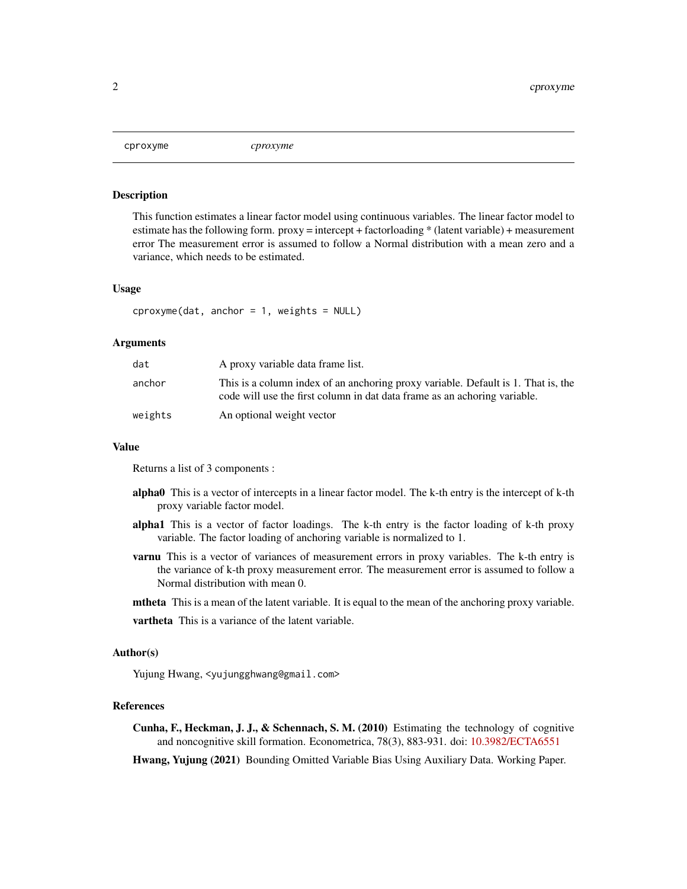| cproxyme | *cproxyme* |
|---|---|

### Description

This function estimates a linear factor model using continuous variables. The linear factor model to estimate has the following form. proxy = intercept + factorloading * (latent variable) + measurement error The measurement error is assumed to follow a Normal distribution with a mean zero and a variance, which needs to be estimated.

### Usage

```
cproxyme(dat, anchor = 1, weights = NULL)
```

### Arguments

| | |
|---|---|
| `dat` | A proxy variable data frame list. |
| `anchor` | This is a column index of an anchoring proxy variable. Default is 1. That is, the code will use the first column in dat data frame as an achoring variable. |
| `weights` | An optional weight vector |

### Value

Returns a list of 3 components :

**alpha0** This is a vector of intercepts in a linear factor model. The k-th entry is the intercept of k-th proxy variable factor model.

**alpha1** This is a vector of factor loadings. The k-th entry is the factor loading of k-th proxy variable. The factor loading of anchoring variable is normalized to 1.

**varnu** This is a vector of variances of measurement errors in proxy variables. The k-th entry is the variance of k-th proxy measurement error. The measurement error is assumed to follow a Normal distribution with mean 0.

**mtheta** This is a mean of the latent variable. It is equal to the mean of the anchoring proxy variable.

**vartheta** This is a variance of the latent variable.

### Author(s)

Yujung Hwang, `<yujungghwang@gmail.com>`

### References

**Cunha, F., Heckman, J. J., & Schennach, S. M. (2010)** Estimating the technology of cognitive and noncognitive skill formation. Econometrica, 78(3), 883-931. doi: 10.3982/ECTA6551

**Hwang, Yujung (2021)** Bounding Omitted Variable Bias Using Auxiliary Data. Working Paper.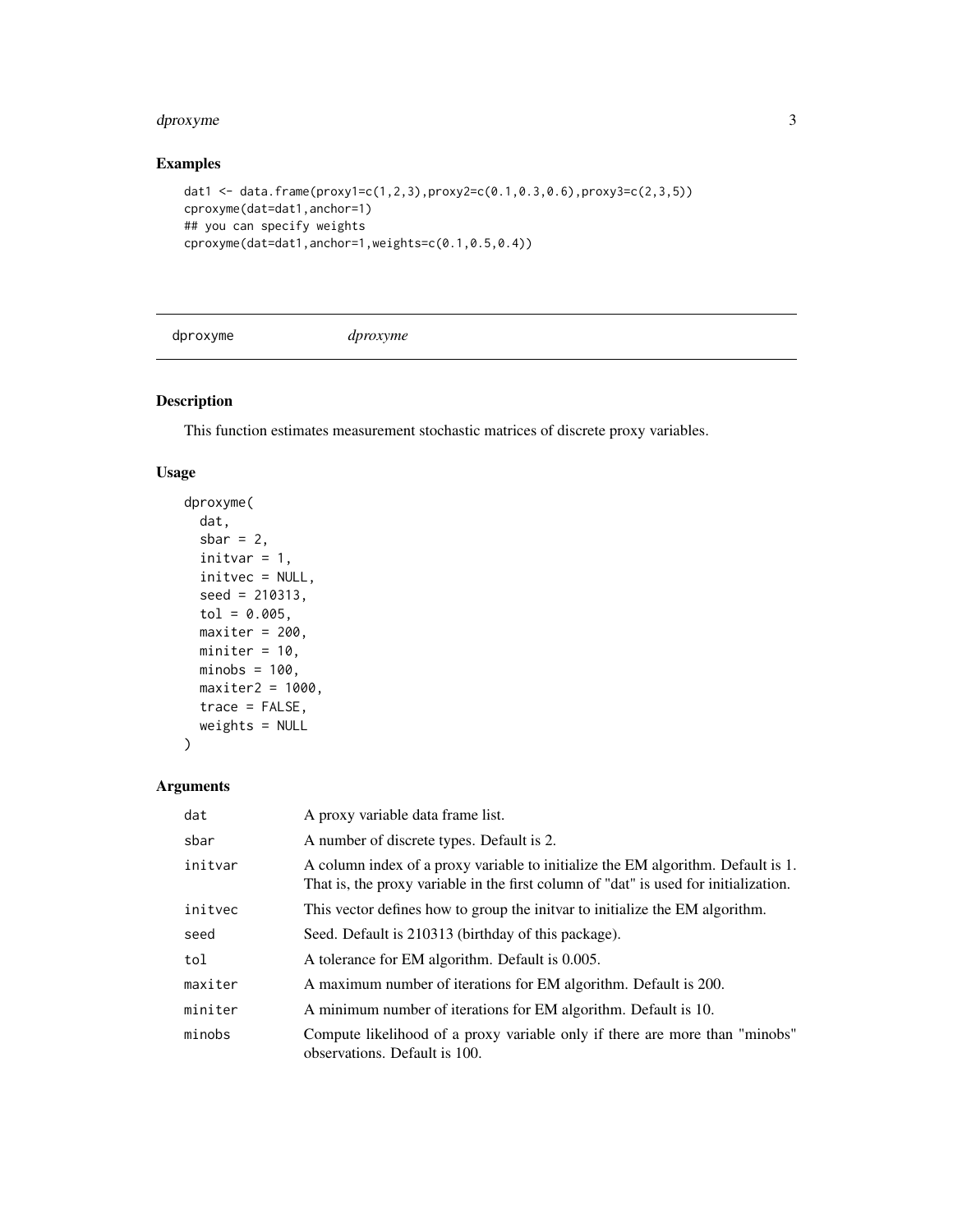## Examples

```
dat1 <- data.frame(proxy1=c(1,2,3),proxy2=c(0.1,0.3,0.6),proxy3=c(2,3,5))
cproxyme(dat=dat1,anchor=1)
## you can specify weights
cproxyme(dat=dat1,anchor=1,weights=c(0.1,0.5,0.4))
```

---

# dproxyme &nbsp;&nbsp;&nbsp;&nbsp; *dproxyme*

---

## Description

This function estimates measurement stochastic matrices of discrete proxy variables.

## Usage

```
dproxyme(
  dat,
  sbar = 2,
  initvar = 1,
  initvec = NULL,
  seed = 210313,
  tol = 0.005,
  maxiter = 200,
  miniter = 10,
  minobs = 100,
  maxiter2 = 1000,
  trace = FALSE,
  weights = NULL
)
```

## Arguments

| | |
|---|---|
| `dat` | A proxy variable data frame list. |
| `sbar` | A number of discrete types. Default is 2. |
| `initvar` | A column index of a proxy variable to initialize the EM algorithm. Default is 1. That is, the proxy variable in the first column of "dat" is used for initialization. |
| `initvec` | This vector defines how to group the initvar to initialize the EM algorithm. |
| `seed` | Seed. Default is 210313 (birthday of this package). |
| `tol` | A tolerance for EM algorithm. Default is 0.005. |
| `maxiter` | A maximum number of iterations for EM algorithm. Default is 200. |
| `miniter` | A minimum number of iterations for EM algorithm. Default is 10. |
| `minobs` | Compute likelihood of a proxy variable only if there are more than "minobs" observations. Default is 100. |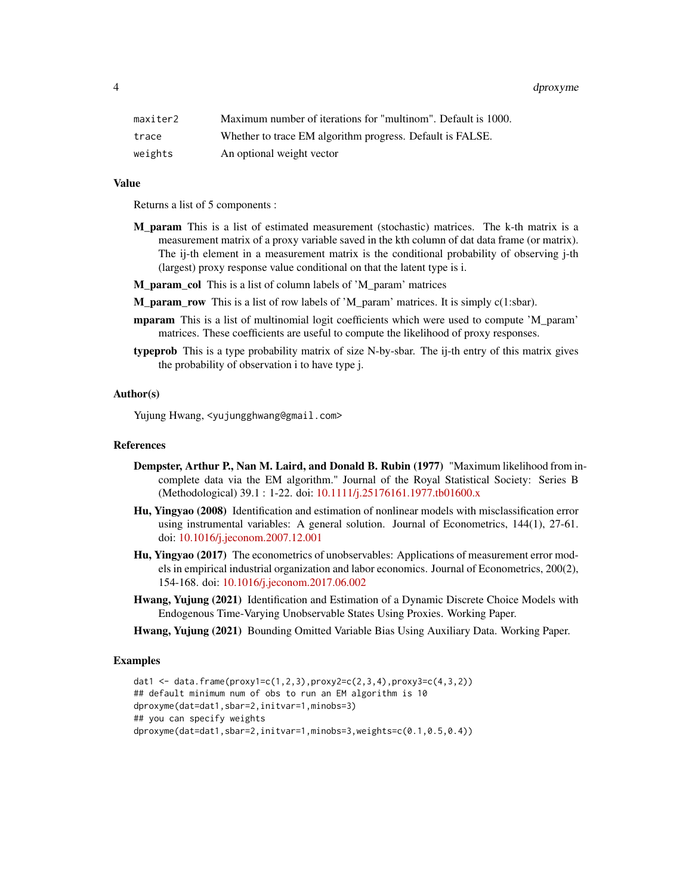| | |
|---|---|
| maxiter2 | Maximum number of iterations for "multinom". Default is 1000. |
| trace | Whether to trace EM algorithm progress. Default is FALSE. |
| weights | An optional weight vector |

## Value

Returns a list of 5 components :

**M_param** This is a list of estimated measurement (stochastic) matrices. The k-th matrix is a measurement matrix of a proxy variable saved in the kth column of dat data frame (or matrix). The ij-th element in a measurement matrix is the conditional probability of observing j-th (largest) proxy response value conditional on that the latent type is i.

**M_param_col** This is a list of column labels of 'M_param' matrices

**M_param_row** This is a list of row labels of 'M_param' matrices. It is simply c(1:sbar).

**mparam** This is a list of multinomial logit coefficients which were used to compute 'M_param' matrices. These coefficients are useful to compute the likelihood of proxy responses.

**typeprob** This is a type probability matrix of size N-by-sbar. The ij-th entry of this matrix gives the probability of observation i to have type j.

## Author(s)

Yujung Hwang, <yujungghwang@gmail.com>

## References

**Dempster, Arthur P., Nan M. Laird, and Donald B. Rubin (1977)** "Maximum likelihood from incomplete data via the EM algorithm." Journal of the Royal Statistical Society: Series B (Methodological) 39.1 : 1-22. doi: 10.1111/j.25176161.1977.tb01600.x

**Hu, Yingyao (2008)** Identification and estimation of nonlinear models with misclassification error using instrumental variables: A general solution. Journal of Econometrics, 144(1), 27-61. doi: 10.1016/j.jeconom.2007.12.001

**Hu, Yingyao (2017)** The econometrics of unobservables: Applications of measurement error models in empirical industrial organization and labor economics. Journal of Econometrics, 200(2), 154-168. doi: 10.1016/j.jeconom.2017.06.002

**Hwang, Yujung (2021)** Identification and Estimation of a Dynamic Discrete Choice Models with Endogenous Time-Varying Unobservable States Using Proxies. Working Paper.

**Hwang, Yujung (2021)** Bounding Omitted Variable Bias Using Auxiliary Data. Working Paper.

## Examples

```
dat1 <- data.frame(proxy1=c(1,2,3),proxy2=c(2,3,4),proxy3=c(4,3,2))
## default minimum num of obs to run an EM algorithm is 10
dproxyme(dat=dat1,sbar=2,initvar=1,minobs=3)
## you can specify weights
dproxyme(dat=dat1,sbar=2,initvar=1,minobs=3,weights=c(0.1,0.5,0.4))
```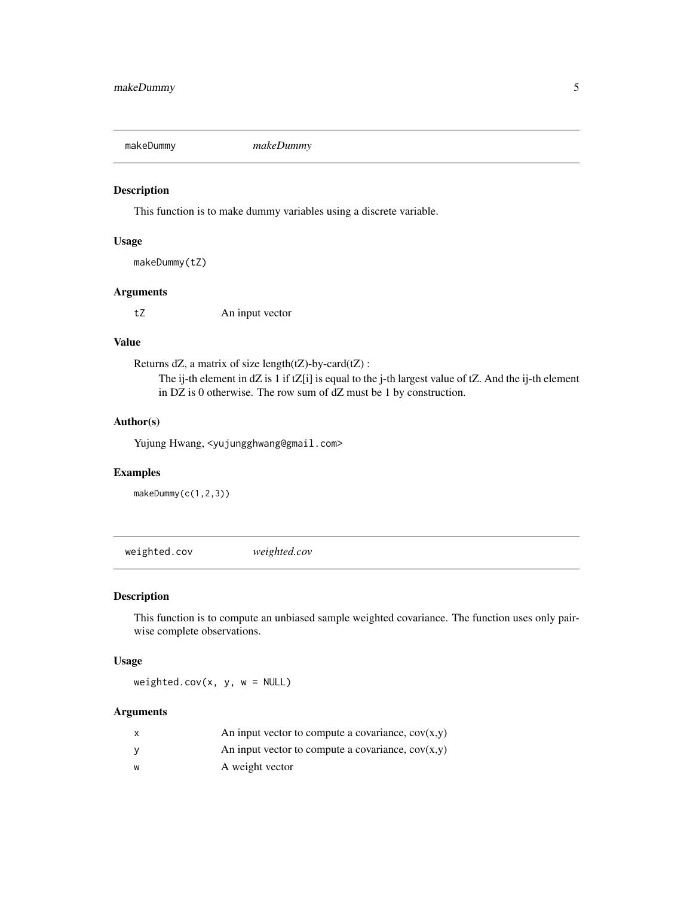## makeDummy *makeDummy*

### Description

This function is to make dummy variables using a discrete variable.

### Usage

```
makeDummy(tZ)
```

### Arguments

| | |
|---|---|
| `tZ` | An input vector |

### Value

Returns dZ, a matrix of size length(tZ)-by-card(tZ) :

The ij-th element in dZ is 1 if tZ[i] is equal to the j-th largest value of tZ. And the ij-th element in DZ is 0 otherwise. The row sum of dZ must be 1 by construction.

### Author(s)

Yujung Hwang, <yujungghwang@gmail.com>

### Examples

```
makeDummy(c(1,2,3))
```

## weighted.cov *weighted.cov*

### Description

This function is to compute an unbiased sample weighted covariance. The function uses only pair-wise complete observations.

### Usage

```
weighted.cov(x, y, w = NULL)
```

### Arguments

| | |
|---|---|
| `x` | An input vector to compute a covariance, cov(x,y) |
| `y` | An input vector to compute a covariance, cov(x,y) |
| `w` | A weight vector |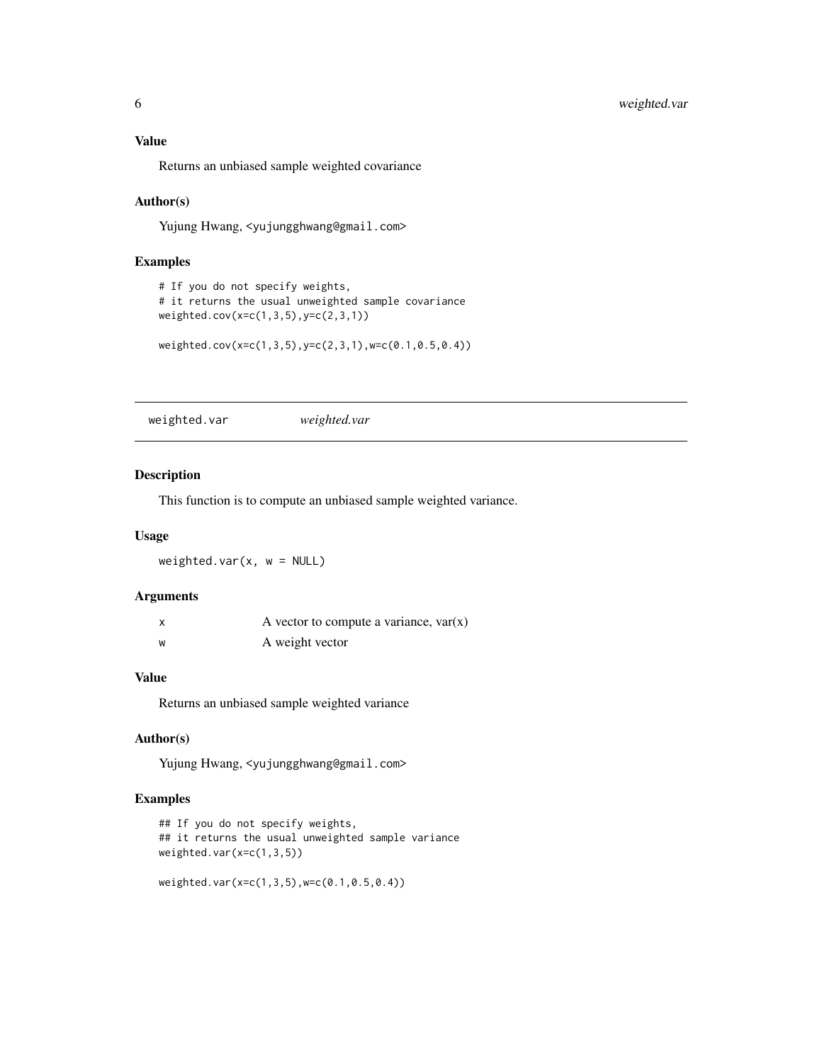### Value

Returns an unbiased sample weighted covariance

### Author(s)

Yujung Hwang, <yujungghwang@gmail.com>

### Examples

```
# If you do not specify weights,
# it returns the usual unweighted sample covariance
weighted.cov(x=c(1,3,5),y=c(2,3,1))

weighted.cov(x=c(1,3,5),y=c(2,3,1),w=c(0.1,0.5,0.4))
```

---

## weighted.var — *weighted.var*

---

### Description

This function is to compute an unbiased sample weighted variance.

### Usage

```
weighted.var(x, w = NULL)
```

### Arguments

| | |
|---|---|
| x | A vector to compute a variance, var(x) |
| w | A weight vector |

### Value

Returns an unbiased sample weighted variance

### Author(s)

Yujung Hwang, <yujungghwang@gmail.com>

### Examples

```
## If you do not specify weights,
## it returns the usual unweighted sample variance
weighted.var(x=c(1,3,5))

weighted.var(x=c(1,3,5),w=c(0.1,0.5,0.4))
```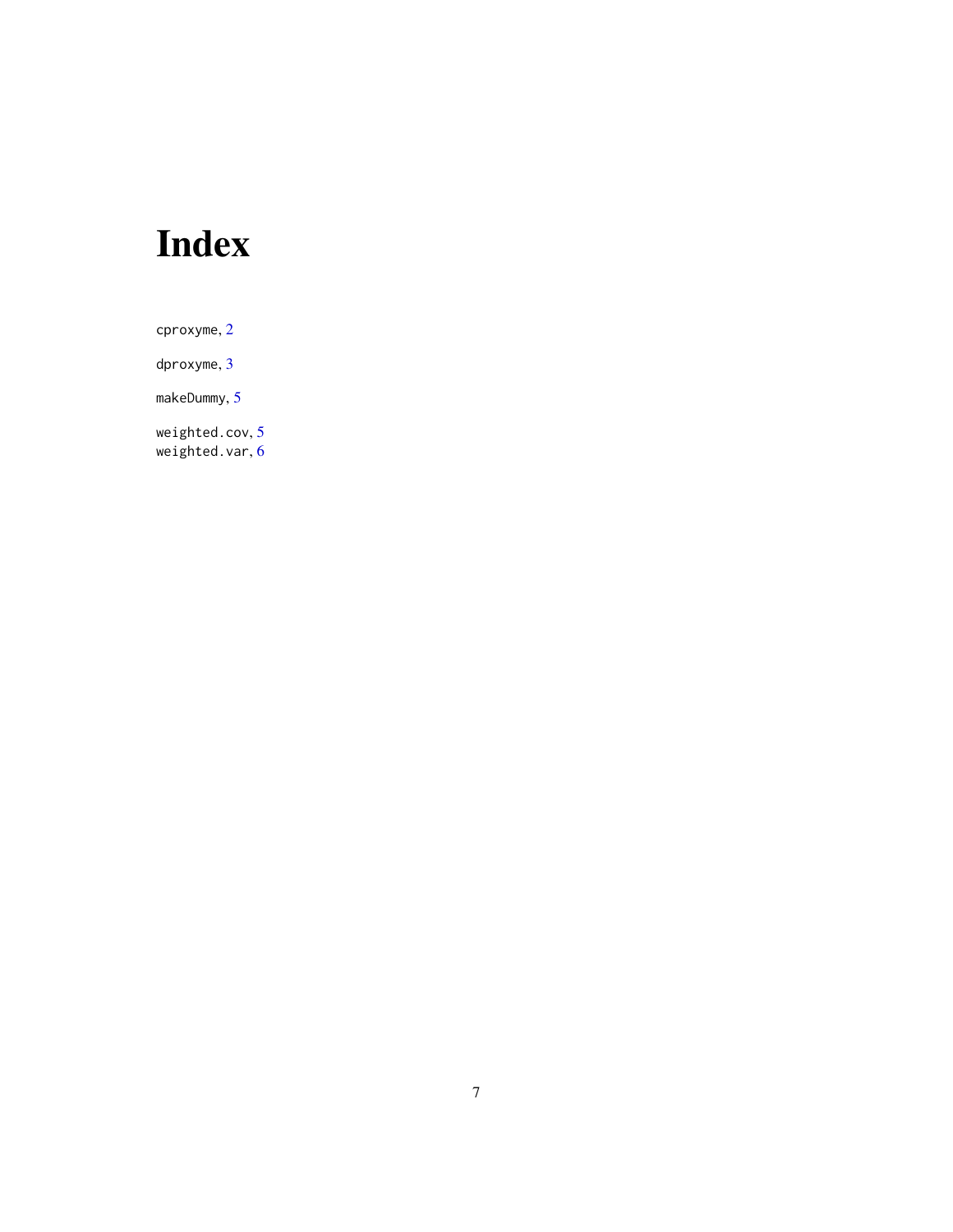# Index

cproxyme, 2

dproxyme, 3

makeDummy, 5

weighted.cov, 5
weighted.var, 6